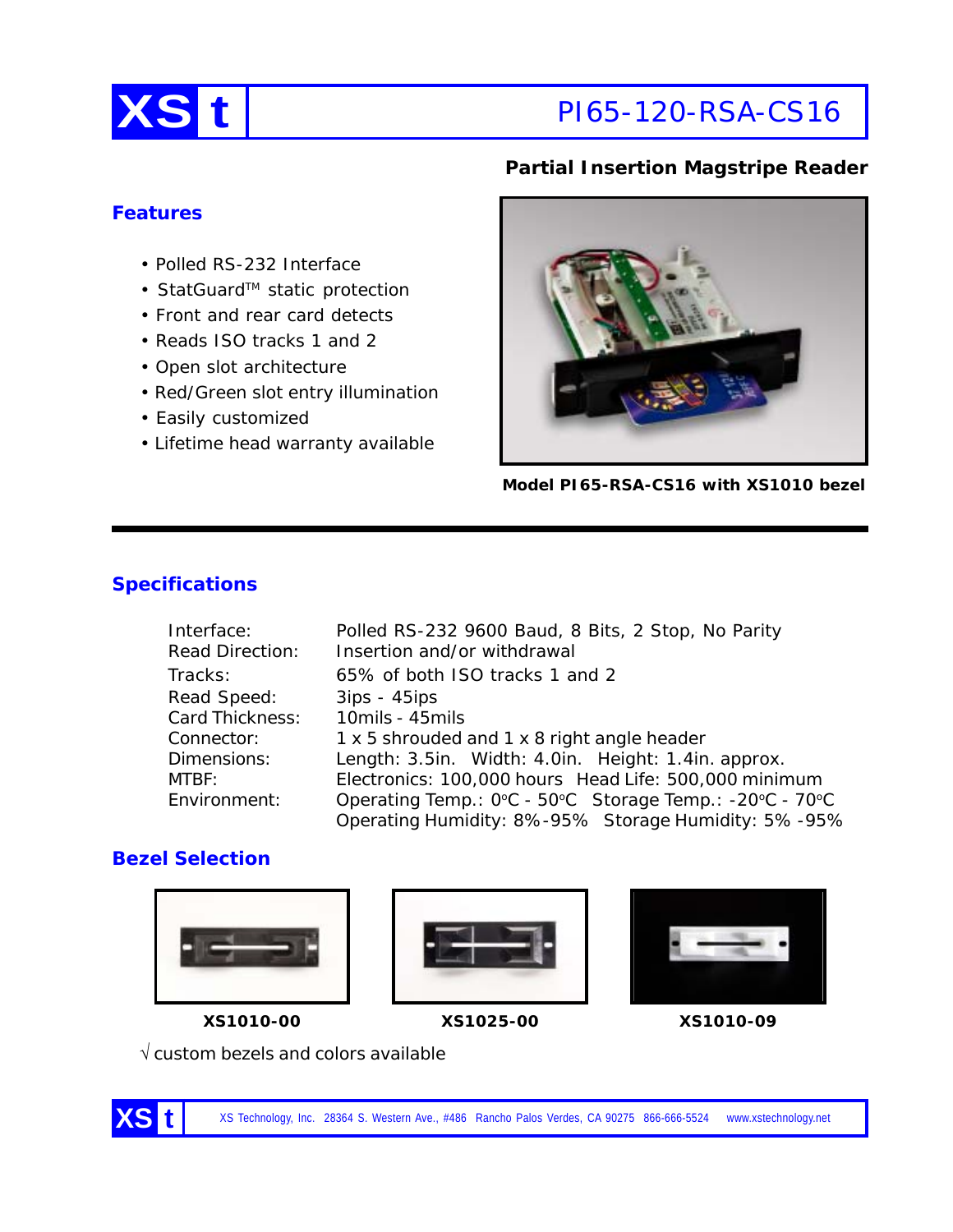# XS t — PI65-120-RSA-CS16

## Partial Insertion Magstripe Reader

### Features

- Polled RS-232 Interface
- StatGuard™ static protection
- Front and rear card detects
- Reads ISO tracks 1 and 2
- Open slot architecture
- Red/Green slot entry illumination
- Easily customized
- Lifetime head warranty available

**Model PI65-RSA-CS16 with XS1010 bezel**

### Specifications

| | |
|---|---|
| Interface: | Polled RS-232 9600 Baud, 8 Bits, 2 Stop, No Parity |
| Read Direction: | Insertion and/or withdrawal |
| Tracks: | 65% of both ISO tracks 1 and 2 |
| Read Speed: | 3ips - 45ips |
| Card Thickness: | 10mils - 45mils |
| Connector: | 1 x 5 shrouded and 1 x 8 right angle header |
| Dimensions: | Length: 3.5in. Width: 4.0in. Height: 1.4in. approx. |
| MTBF: | Electronics: 100,000 hours Head Life: 500,000 minimum |
| Environment: | Operating Temp.: 0°C - 50°C Storage Temp.: -20°C - 70°C<br>Operating Humidity: 8%-95% Storage Humidity: 5% -95% |

### Bezel Selection

**XS1010-00** **XS1025-00** **XS1010-09**

√ custom bezels and colors available

XS Technology, Inc. 28364 S. Western Ave., #486 Rancho Palos Verdes, CA 90275 866-666-5524 www.xstechnology.net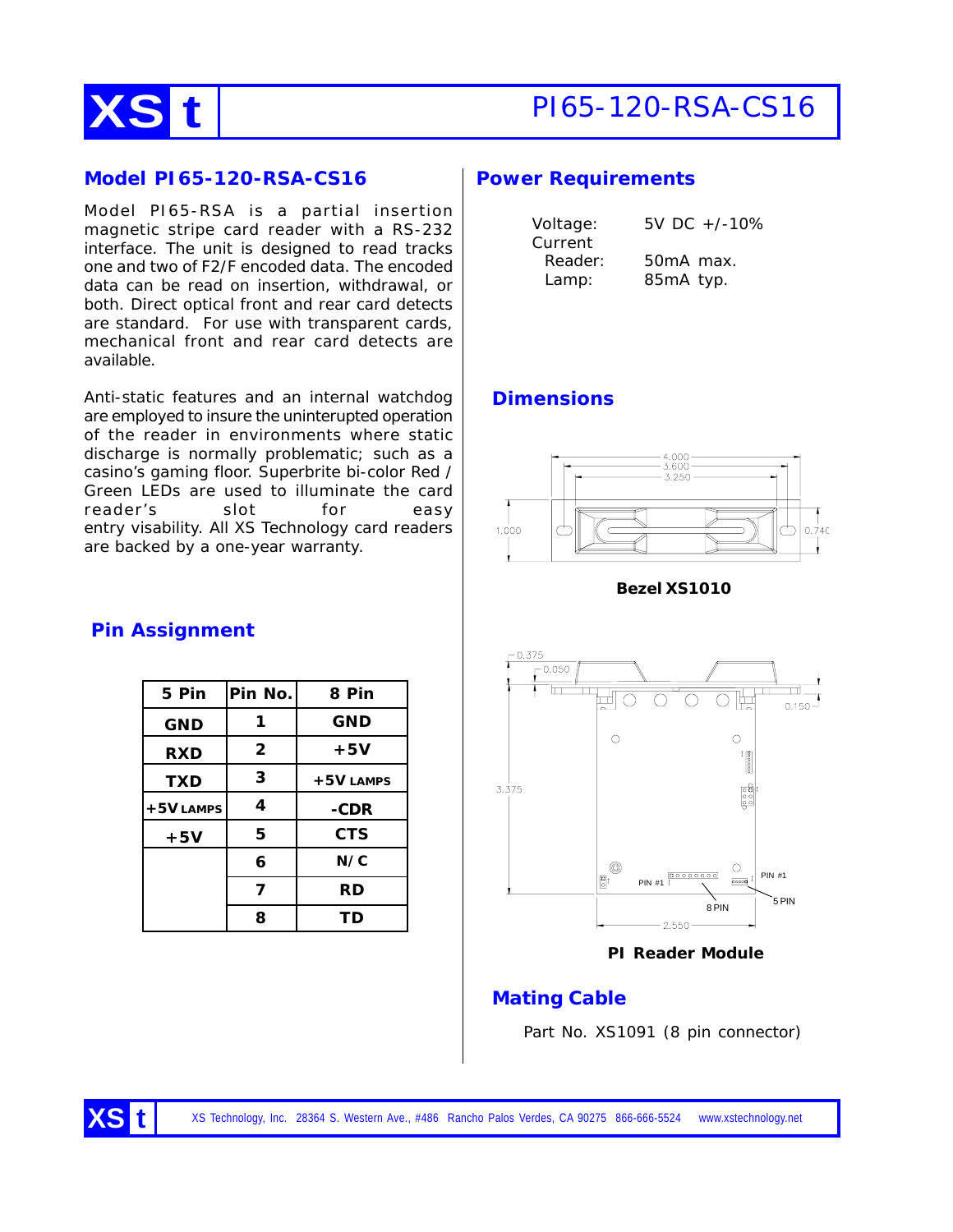# PI65-120-RSA-CS16

## Model PI65-120-RSA-CS16

Model PI65-RSA is a partial insertion magnetic stripe card reader with a RS-232 interface. The unit is designed to read tracks one and two of F2/F encoded data. The encoded data can be read on insertion, withdrawal, or both. Direct optical front and rear card detects are standard. For use with transparent cards, mechanical front and rear card detects are available.

Anti-static features and an internal watchdog are employed to insure the uninterupted operation of the reader in environments where static discharge is normally problematic; such as a casino's gaming floor. Superbrite bi-color Red / Green LEDs are used to illuminate the card reader's slot for easy entry visability. All XS Technology card readers are backed by a one-year warranty.

## Pin Assignment

| 5 Pin | Pin No. | 8 Pin |
|---|---|---|
| GND | 1 | GND |
| RXD | 2 | +5V |
| TXD | 3 | +5V LAMPS |
| +5V LAMPS | 4 | -CDR |
| +5V | 5 | CTS |
| | 6 | N/C |
| | 7 | RD |
| | 8 | TD |

## Power Requirements

Voltage: 5V DC +/-10%

Current

Reader: 50mA max.

Lamp: 85mA typ.

## Dimensions

4.000
3.600
3.250
1.000
0.740

**Bezel XS1010**

0.375
0.050
0.150
3.375
PIN #1
PIN #1
8 PIN
5 PIN
2.550

**PI Reader Module**

## Mating Cable

Part No. XS1091 (8 pin connector)

XS Technology, Inc. 28364 S. Western Ave., #486 Rancho Palos Verdes, CA 90275 866-666-5524 www.xstechnology.net